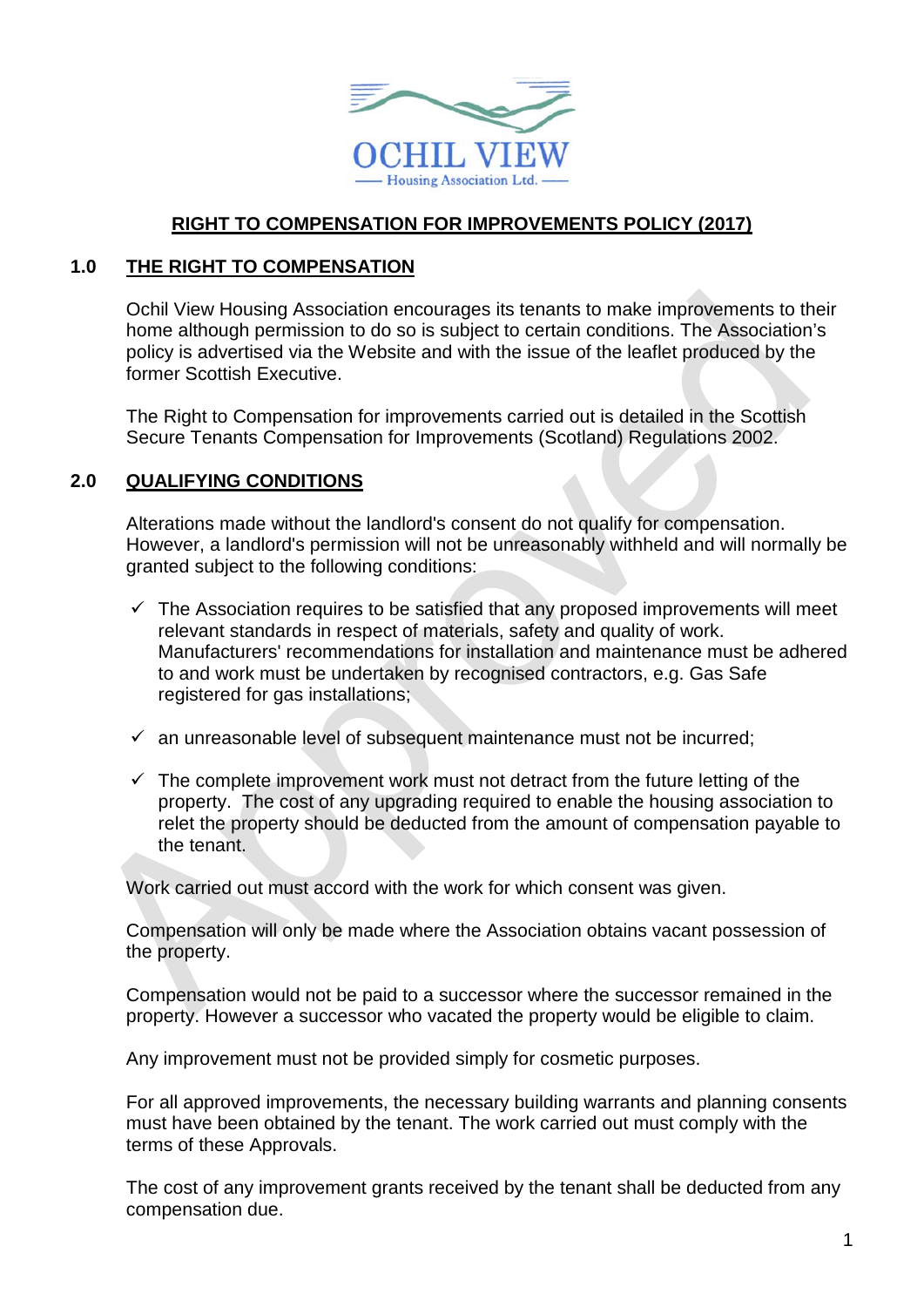# RIGHT TO COMPENSATION FOR IMPROVEMENTS POLICY (2017)

## 1.0 THE RIGHT TO COMPENSATION

Ochil View Housing Association encourages its tenants to make improvements to their home although permission to do so is subject to certain conditions. The Association's policy is advertised via the Website and with the issue of the leaflet produced by the former Scottish Executive.

The Right to Compensation for improvements carried out is detailed in the Scottish Secure Tenants Compensation for Improvements (Scotland) Regulations 2002.

## 2.0 QUALIFYING CONDITIONS

Alterations made without the landlord's consent do not qualify for compensation. However, a landlord's permission will not be unreasonably withheld and will normally be granted subject to the following conditions:

- ✓ The Association requires to be satisfied that any proposed improvements will meet relevant standards in respect of materials, safety and quality of work. Manufacturers' recommendations for installation and maintenance must be adhered to and work must be undertaken by recognised contractors, e.g. Gas Safe registered for gas installations;
- ✓ an unreasonable level of subsequent maintenance must not be incurred;
- ✓ The complete improvement work must not detract from the future letting of the property. The cost of any upgrading required to enable the housing association to relet the property should be deducted from the amount of compensation payable to the tenant.

Work carried out must accord with the work for which consent was given.

Compensation will only be made where the Association obtains vacant possession of the property.

Compensation would not be paid to a successor where the successor remained in the property. However a successor who vacated the property would be eligible to claim.

Any improvement must not be provided simply for cosmetic purposes.

For all approved improvements, the necessary building warrants and planning consents must have been obtained by the tenant. The work carried out must comply with the terms of these Approvals.

The cost of any improvement grants received by the tenant shall be deducted from any compensation due.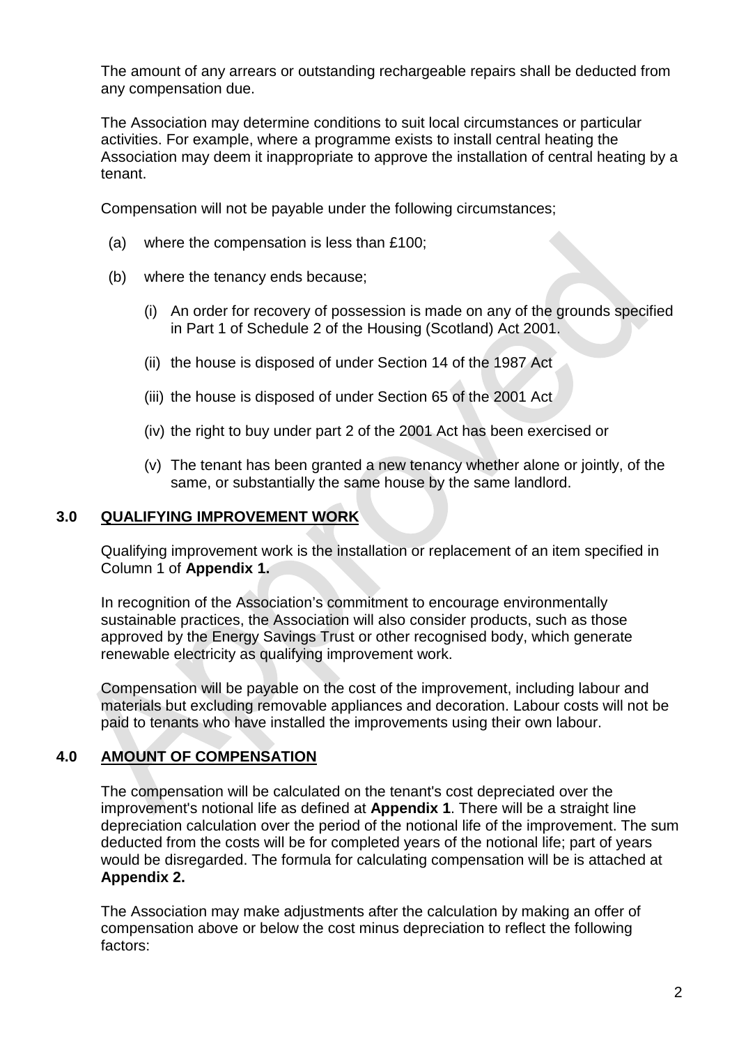The amount of any arrears or outstanding rechargeable repairs shall be deducted from any compensation due.

The Association may determine conditions to suit local circumstances or particular activities. For example, where a programme exists to install central heating the Association may deem it inappropriate to approve the installation of central heating by a tenant.

Compensation will not be payable under the following circumstances;

(a) where the compensation is less than £100;

(b) where the tenancy ends because;

(i) An order for recovery of possession is made on any of the grounds specified in Part 1 of Schedule 2 of the Housing (Scotland) Act 2001.

(ii) the house is disposed of under Section 14 of the 1987 Act

(iii) the house is disposed of under Section 65 of the 2001 Act

(iv) the right to buy under part 2 of the 2001 Act has been exercised or

(v) The tenant has been granted a new tenancy whether alone or jointly, of the same, or substantially the same house by the same landlord.

## 3.0 QUALIFYING IMPROVEMENT WORK

Qualifying improvement work is the installation or replacement of an item specified in Column 1 of **Appendix 1.**

In recognition of the Association's commitment to encourage environmentally sustainable practices, the Association will also consider products, such as those approved by the Energy Savings Trust or other recognised body, which generate renewable electricity as qualifying improvement work.

Compensation will be payable on the cost of the improvement, including labour and materials but excluding removable appliances and decoration. Labour costs will not be paid to tenants who have installed the improvements using their own labour.

## 4.0 AMOUNT OF COMPENSATION

The compensation will be calculated on the tenant's cost depreciated over the improvement's notional life as defined at **Appendix 1**. There will be a straight line depreciation calculation over the period of the notional life of the improvement. The sum deducted from the costs will be for completed years of the notional life; part of years would be disregarded. The formula for calculating compensation will be is attached at **Appendix 2.**

The Association may make adjustments after the calculation by making an offer of compensation above or below the cost minus depreciation to reflect the following factors: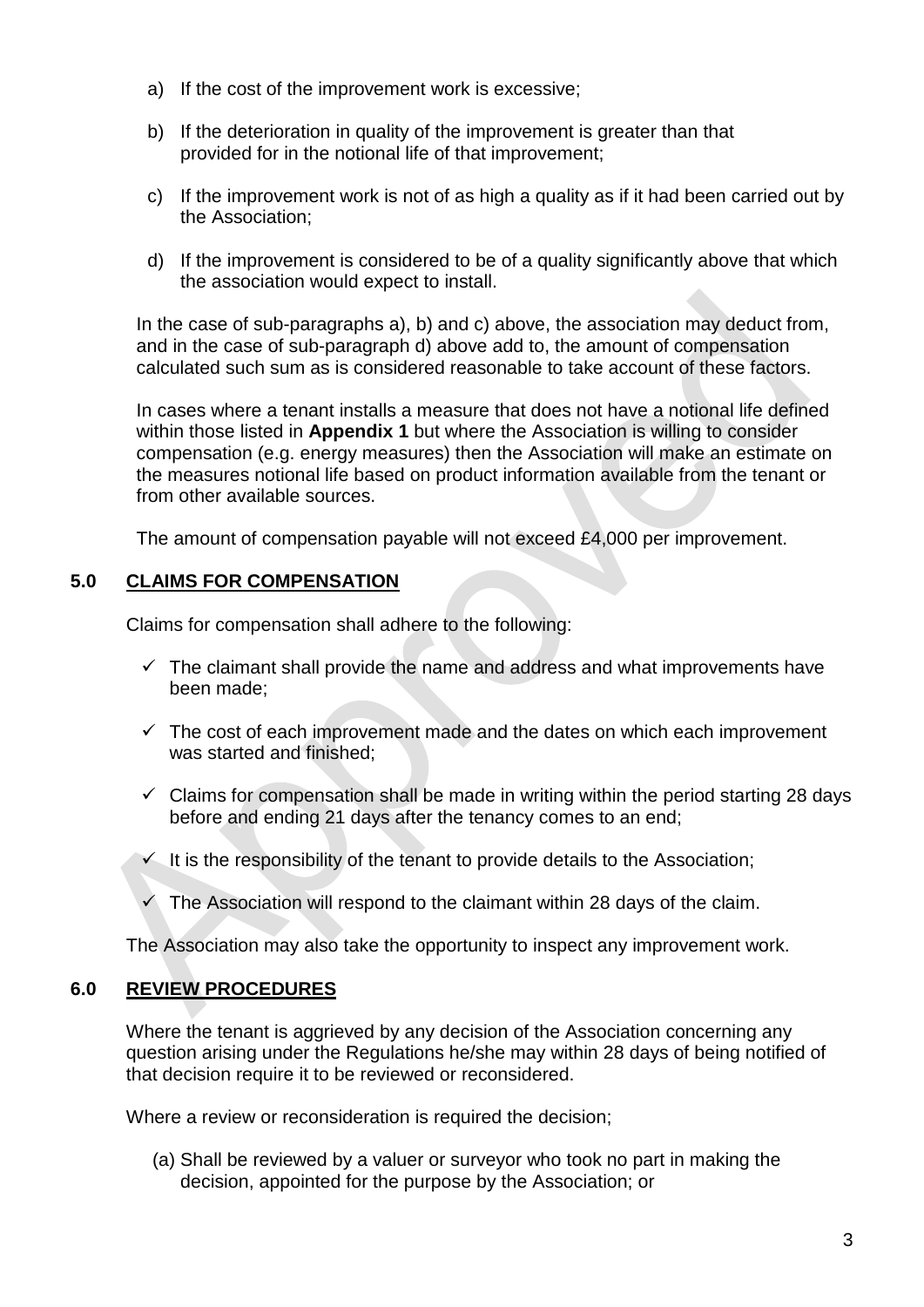a) If the cost of the improvement work is excessive;

b) If the deterioration in quality of the improvement is greater than that provided for in the notional life of that improvement;

c) If the improvement work is not of as high a quality as if it had been carried out by the Association;

d) If the improvement is considered to be of a quality significantly above that which the association would expect to install.

In the case of sub-paragraphs a), b) and c) above, the association may deduct from, and in the case of sub-paragraph d) above add to, the amount of compensation calculated such sum as is considered reasonable to take account of these factors.

In cases where a tenant installs a measure that does not have a notional life defined within those listed in **Appendix 1** but where the Association is willing to consider compensation (e.g. energy measures) then the Association will make an estimate on the measures notional life based on product information available from the tenant or from other available sources.

The amount of compensation payable will not exceed £4,000 per improvement.

## 5.0 CLAIMS FOR COMPENSATION

Claims for compensation shall adhere to the following:

- ✓ The claimant shall provide the name and address and what improvements have been made;
- ✓ The cost of each improvement made and the dates on which each improvement was started and finished;
- ✓ Claims for compensation shall be made in writing within the period starting 28 days before and ending 21 days after the tenancy comes to an end;
- ✓ It is the responsibility of the tenant to provide details to the Association;
- ✓ The Association will respond to the claimant within 28 days of the claim.

The Association may also take the opportunity to inspect any improvement work.

## 6.0 REVIEW PROCEDURES

Where the tenant is aggrieved by any decision of the Association concerning any question arising under the Regulations he/she may within 28 days of being notified of that decision require it to be reviewed or reconsidered.

Where a review or reconsideration is required the decision;

(a) Shall be reviewed by a valuer or surveyor who took no part in making the decision, appointed for the purpose by the Association; or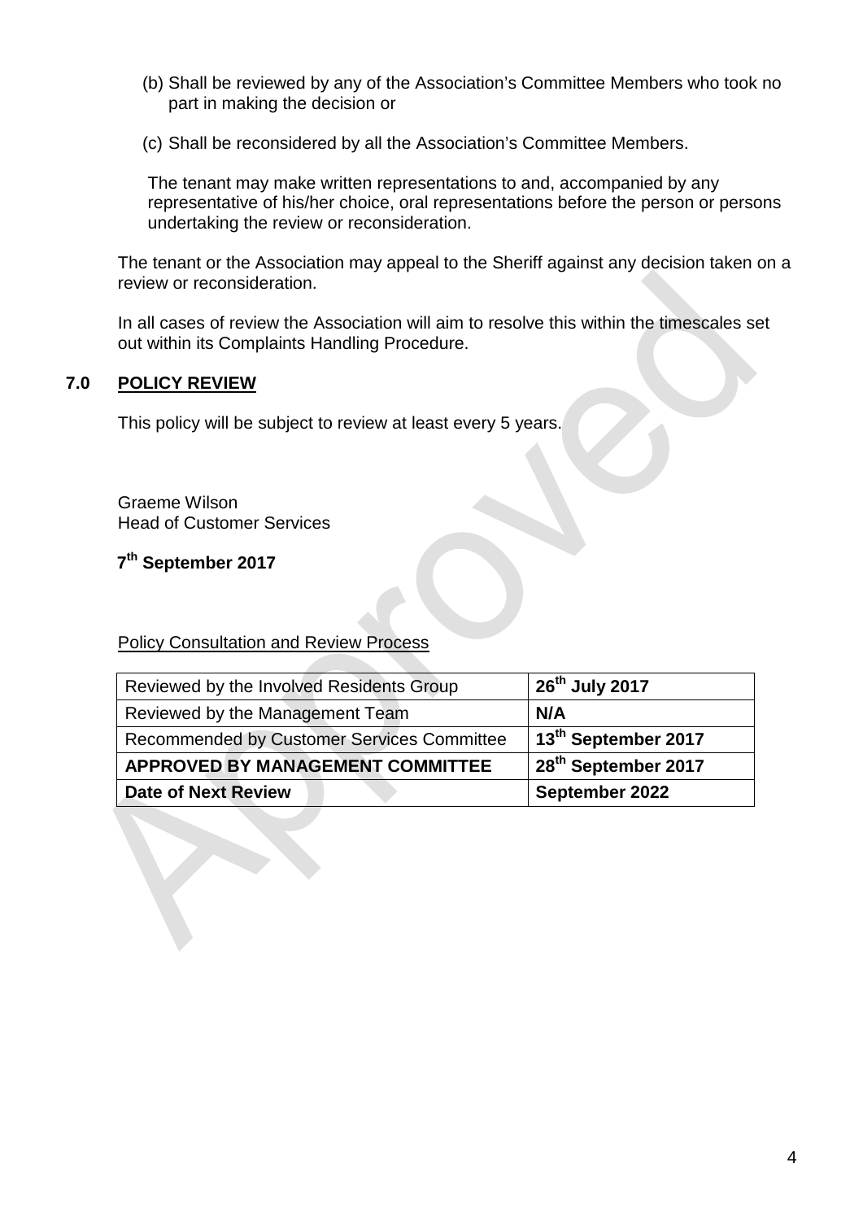(b) Shall be reviewed by any of the Association's Committee Members who took no part in making the decision or

(c) Shall be reconsidered by all the Association's Committee Members.

The tenant may make written representations to and, accompanied by any representative of his/her choice, oral representations before the person or persons undertaking the review or reconsideration.

The tenant or the Association may appeal to the Sheriff against any decision taken on a review or reconsideration.

In all cases of review the Association will aim to resolve this within the timescales set out within its Complaints Handling Procedure.

## 7.0 POLICY REVIEW

This policy will be subject to review at least every 5 years.

Graeme Wilson
Head of Customer Services

**7th September 2017**

Policy Consultation and Review Process

| Reviewed by the Involved Residents Group | **26th July 2017** |
|---|---|
| Reviewed by the Management Team | **N/A** |
| Recommended by Customer Services Committee | **13th September 2017** |
| **APPROVED BY MANAGEMENT COMMITTEE** | **28th September 2017** |
| **Date of Next Review** | **September 2022** |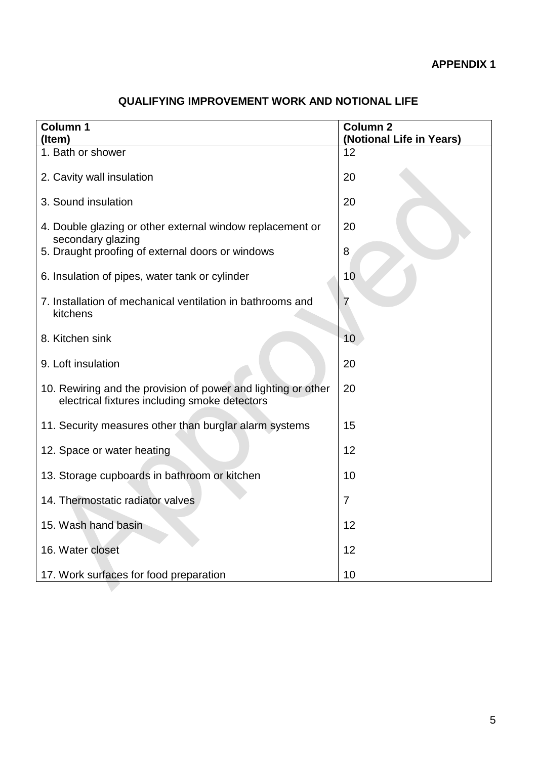**APPENDIX 1**

**QUALIFYING IMPROVEMENT WORK AND NOTIONAL LIFE**

| **Column 1 (Item)** | **Column 2 (Notional Life in Years)** |
|---|---|
| 1. Bath or shower | 12 |
| 2. Cavity wall insulation | 20 |
| 3. Sound insulation | 20 |
| 4. Double glazing or other external window replacement or secondary glazing | 20 |
| 5. Draught proofing of external doors or windows | 8 |
| 6. Insulation of pipes, water tank or cylinder | 10 |
| 7. Installation of mechanical ventilation in bathrooms and kitchens | 7 |
| 8. Kitchen sink | 10 |
| 9. Loft insulation | 20 |
| 10. Rewiring and the provision of power and lighting or other electrical fixtures including smoke detectors | 20 |
| 11. Security measures other than burglar alarm systems | 15 |
| 12. Space or water heating | 12 |
| 13. Storage cupboards in bathroom or kitchen | 10 |
| 14. Thermostatic radiator valves | 7 |
| 15. Wash hand basin | 12 |
| 16. Water closet | 12 |
| 17. Work surfaces for food preparation | 10 |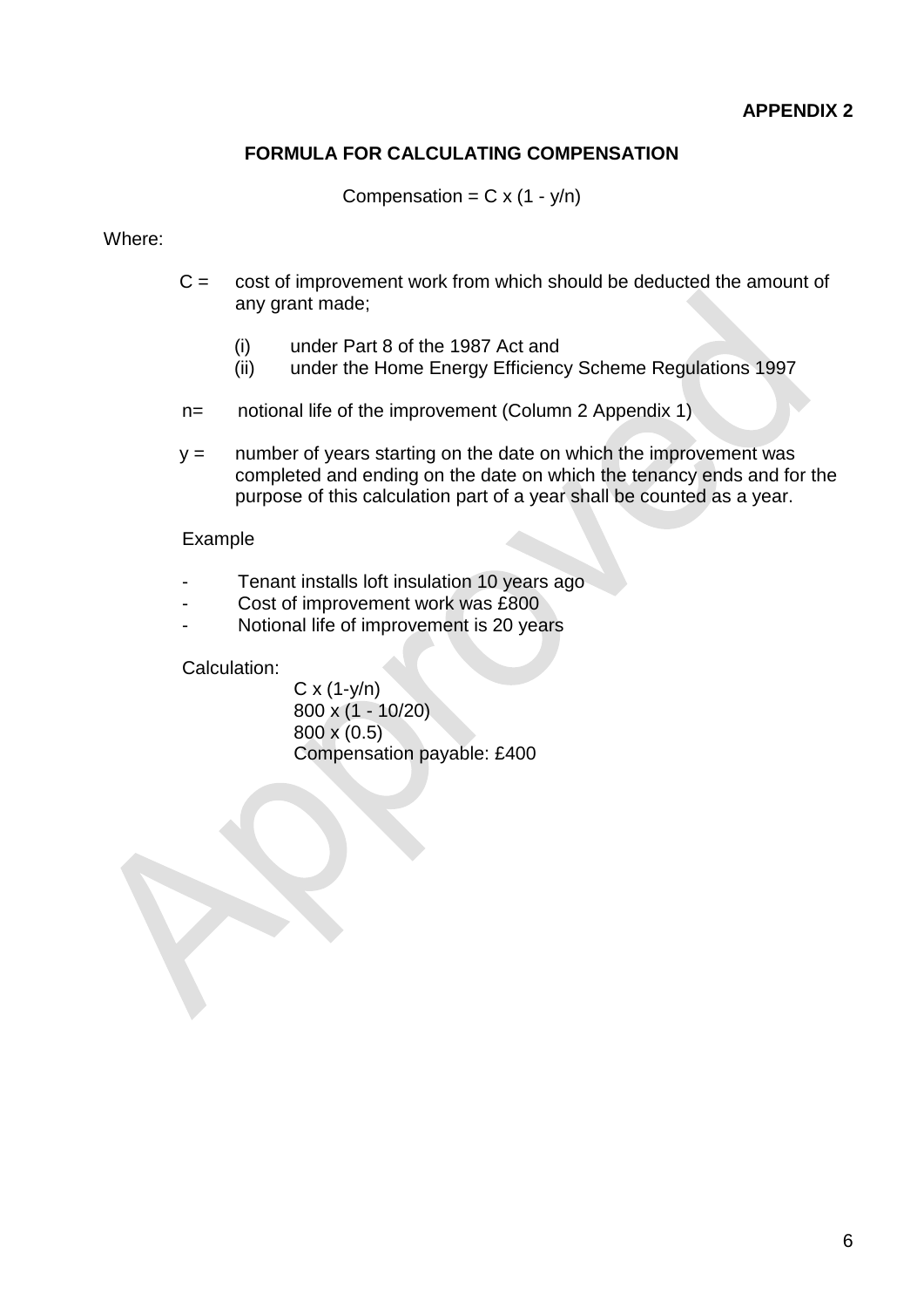**APPENDIX 2**

## FORMULA FOR CALCULATING COMPENSATION

$$\text{Compensation} = C \times (1 - y/n)$$

Where:

$C$ = cost of improvement work from which should be deducted the amount of any grant made;

(i) under Part 8 of the 1987 Act and
(ii) under the Home Energy Efficiency Scheme Regulations 1997

$n$ = notional life of the improvement (Column 2 Appendix 1)

$y$ = number of years starting on the date on which the improvement was completed and ending on the date on which the tenancy ends and for the purpose of this calculation part of a year shall be counted as a year.

Example

- Tenant installs loft insulation 10 years ago
- Cost of improvement work was £800
- Notional life of improvement is 20 years

Calculation:

$C \times (1-y/n)$
$800 \times (1 - 10/20)$
$800 \times (0.5)$
Compensation payable: £400